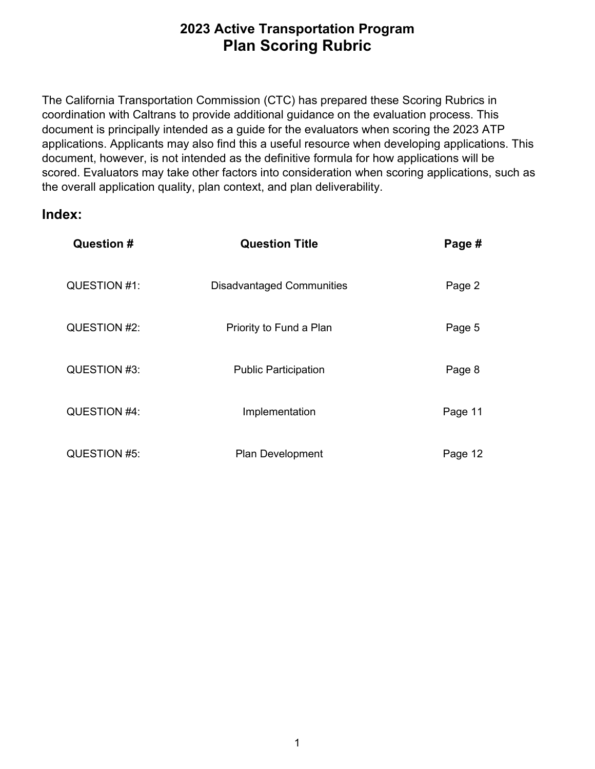# 2023 Active Transportation Program
# Plan Scoring Rubric

The California Transportation Commission (CTC) has prepared these Scoring Rubrics in coordination with Caltrans to provide additional guidance on the evaluation process. This document is principally intended as a guide for the evaluators when scoring the 2023 ATP applications. Applicants may also find this a useful resource when developing applications. This document, however, is not intended as the definitive formula for how applications will be scored. Evaluators may take other factors into consideration when scoring applications, such as the overall application quality, plan context, and plan deliverability.

## Index:

| Question # | Question Title | Page # |
|---|---|---|
| QUESTION #1: | Disadvantaged Communities | Page 2 |
| QUESTION #2: | Priority to Fund a Plan | Page 5 |
| QUESTION #3: | Public Participation | Page 8 |
| QUESTION #4: | Implementation | Page 11 |
| QUESTION #5: | Plan Development | Page 12 |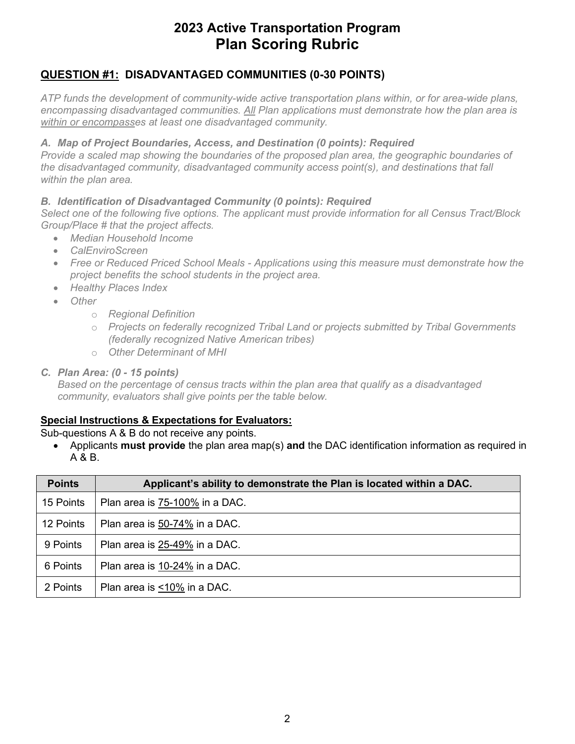# 2023 Active Transportation Program
# Plan Scoring Rubric

## QUESTION #1: DISADVANTAGED COMMUNITIES (0-30 POINTS)

*ATP funds the development of community-wide active transportation plans within, or for area-wide plans, encompassing disadvantaged communities. All Plan applications must demonstrate how the plan area is within or encompasses at least one disadvantaged community.*

***A. Map of Project Boundaries, Access, and Destination (0 points): Required***
*Provide a scaled map showing the boundaries of the proposed plan area, the geographic boundaries of the disadvantaged community, disadvantaged community access point(s), and destinations that fall within the plan area.*

***B. Identification of Disadvantaged Community (0 points): Required***
*Select one of the following five options. The applicant must provide information for all Census Tract/Block Group/Place # that the project affects.*

- *Median Household Income*
- *CalEnviroScreen*
- *Free or Reduced Priced School Meals - Applications using this measure must demonstrate how the project benefits the school students in the project area.*
- *Healthy Places Index*
- *Other*
  - *Regional Definition*
  - *Projects on federally recognized Tribal Land or projects submitted by Tribal Governments (federally recognized Native American tribes)*
  - *Other Determinant of MHI*

***C. Plan Area: (0 - 15 points)***
*Based on the percentage of census tracts within the plan area that qualify as a disadvantaged community, evaluators shall give points per the table below.*

**Special Instructions & Expectations for Evaluators:**

Sub-questions A & B do not receive any points.

- Applicants **must provide** the plan area map(s) **and** the DAC identification information as required in A & B.

| Points | Applicant's ability to demonstrate the Plan is located within a DAC. |
|---|---|
| 15 Points | Plan area is 75-100% in a DAC. |
| 12 Points | Plan area is 50-74% in a DAC. |
| 9 Points | Plan area is 25-49% in a DAC. |
| 6 Points | Plan area is 10-24% in a DAC. |
| 2 Points | Plan area is <10% in a DAC. |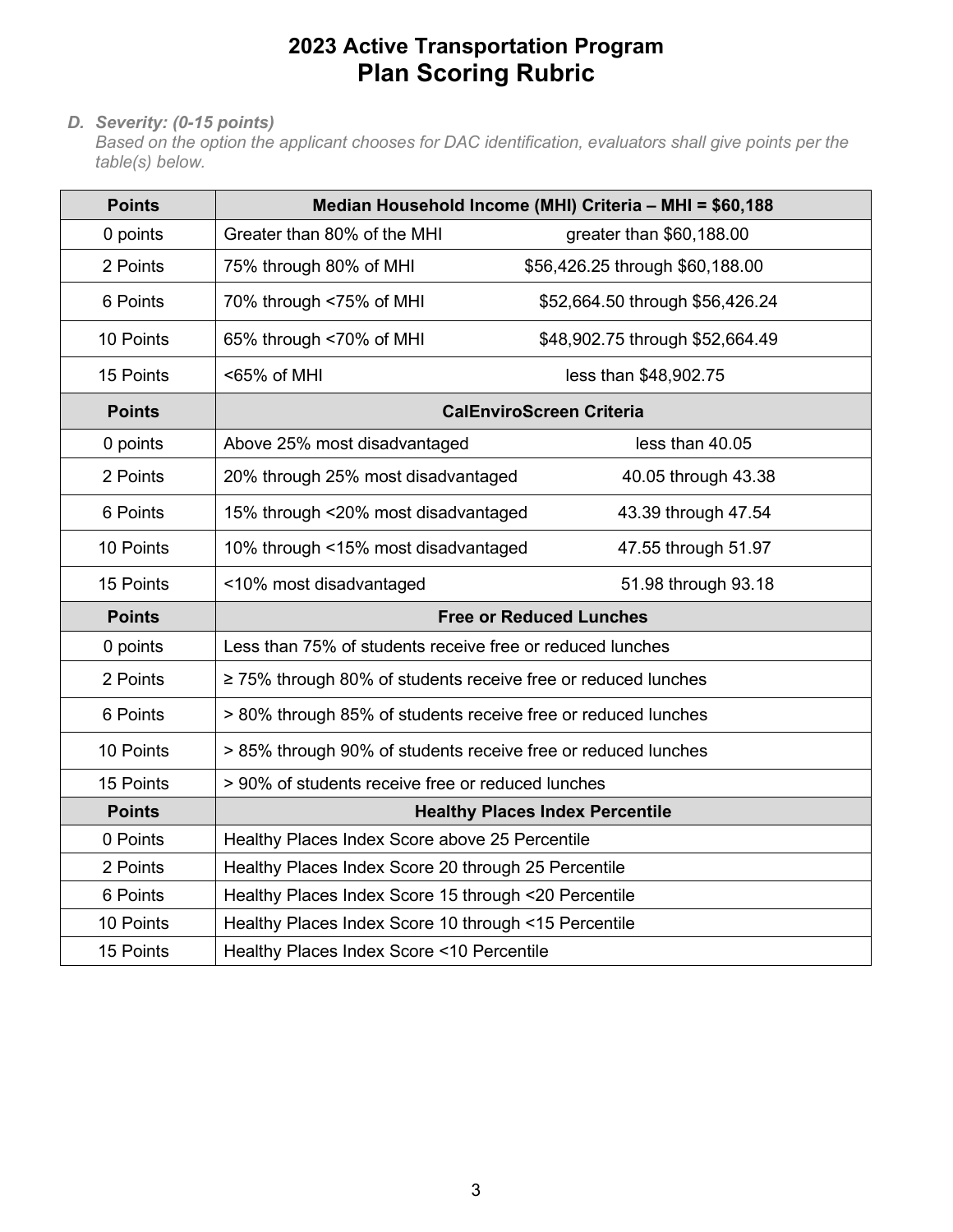# 2023 Active Transportation Program
## Plan Scoring Rubric

***D. Severity: (0-15 points)***

*Based on the option the applicant chooses for DAC identification, evaluators shall give points per the table(s) below.*

| Points | Median Household Income (MHI) Criteria – MHI = $60,188 | |
|---|---|---|
| 0 points | Greater than 80% of the MHI | greater than $60,188.00 |
| 2 Points | 75% through 80% of MHI | $56,426.25 through $60,188.00 |
| 6 Points | 70% through <75% of MHI | $52,664.50 through $56,426.24 |
| 10 Points | 65% through <70% of MHI | $48,902.75 through $52,664.49 |
| 15 Points | <65% of MHI | less than $48,902.75 |
| **Points** | **CalEnviroScreen Criteria** | |
| 0 points | Above 25% most disadvantaged | less than 40.05 |
| 2 Points | 20% through 25% most disadvantaged | 40.05 through 43.38 |
| 6 Points | 15% through <20% most disadvantaged | 43.39 through 47.54 |
| 10 Points | 10% through <15% most disadvantaged | 47.55 through 51.97 |
| 15 Points | <10% most disadvantaged | 51.98 through 93.18 |
| **Points** | **Free or Reduced Lunches** | |
| 0 points | Less than 75% of students receive free or reduced lunches | |
| 2 Points | ≥ 75% through 80% of students receive free or reduced lunches | |
| 6 Points | > 80% through 85% of students receive free or reduced lunches | |
| 10 Points | > 85% through 90% of students receive free or reduced lunches | |
| 15 Points | > 90% of students receive free or reduced lunches | |
| **Points** | **Healthy Places Index Percentile** | |
| 0 Points | Healthy Places Index Score above 25 Percentile | |
| 2 Points | Healthy Places Index Score 20 through 25 Percentile | |
| 6 Points | Healthy Places Index Score 15 through <20 Percentile | |
| 10 Points | Healthy Places Index Score 10 through <15 Percentile | |
| 15 Points | Healthy Places Index Score <10 Percentile | |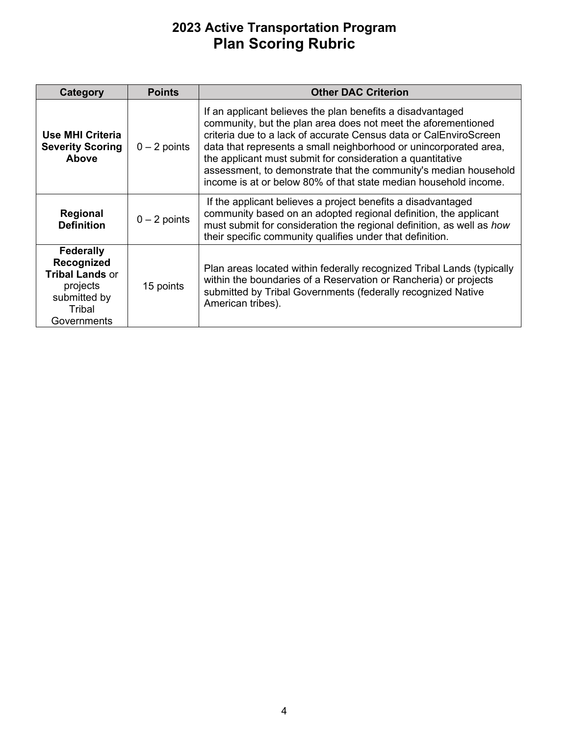# 2023 Active Transportation Program
## Plan Scoring Rubric

| Category | Points | Other DAC Criterion |
| --- | --- | --- |
| **Use MHI Criteria Severity Scoring Above** | 0 – 2 points | If an applicant believes the plan benefits a disadvantaged community, but the plan area does not meet the aforementioned criteria due to a lack of accurate Census data or CalEnviroScreen data that represents a small neighborhood or unincorporated area, the applicant must submit for consideration a quantitative assessment, to demonstrate that the community's median household income is at or below 80% of that state median household income. |
| **Regional Definition** | 0 – 2 points | If the applicant believes a project benefits a disadvantaged community based on an adopted regional definition, the applicant must submit for consideration the regional definition, as well as *how* their specific community qualifies under that definition. |
| **Federally Recognized Tribal Lands** or projects submitted by Tribal Governments | 15 points | Plan areas located within federally recognized Tribal Lands (typically within the boundaries of a Reservation or Rancheria) or projects submitted by Tribal Governments (federally recognized Native American tribes). |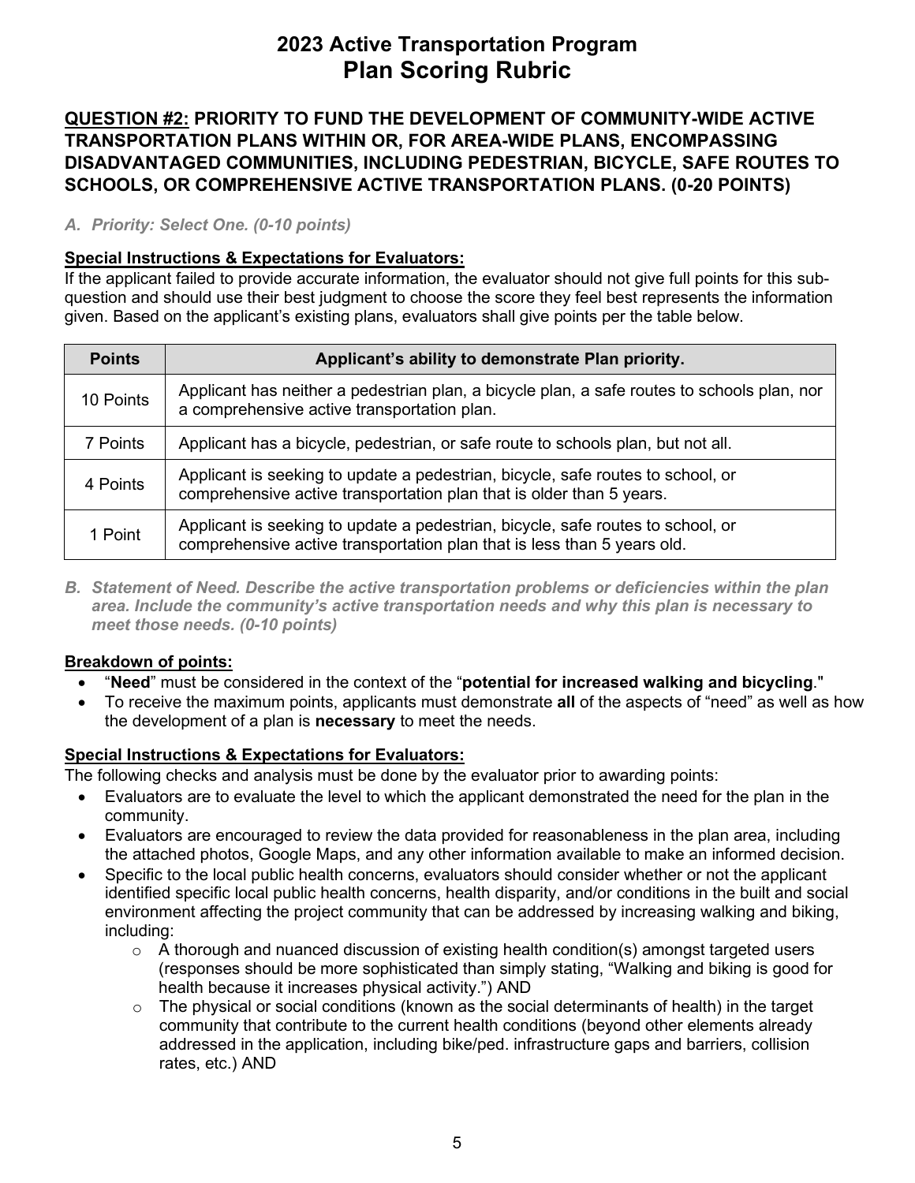# 2023 Active Transportation Program
# Plan Scoring Rubric

## QUESTION #2: PRIORITY TO FUND THE DEVELOPMENT OF COMMUNITY-WIDE ACTIVE TRANSPORTATION PLANS WITHIN OR, FOR AREA-WIDE PLANS, ENCOMPASSING DISADVANTAGED COMMUNITIES, INCLUDING PEDESTRIAN, BICYCLE, SAFE ROUTES TO SCHOOLS, OR COMPREHENSIVE ACTIVE TRANSPORTATION PLANS. (0-20 POINTS)

*A. Priority: Select One. (0-10 points)*

**Special Instructions & Expectations for Evaluators:**
If the applicant failed to provide accurate information, the evaluator should not give full points for this sub-question and should use their best judgment to choose the score they feel best represents the information given. Based on the applicant's existing plans, evaluators shall give points per the table below.

| Points | Applicant's ability to demonstrate Plan priority. |
|---|---|
| 10 Points | Applicant has neither a pedestrian plan, a bicycle plan, a safe routes to schools plan, nor a comprehensive active transportation plan. |
| 7 Points | Applicant has a bicycle, pedestrian, or safe route to schools plan, but not all. |
| 4 Points | Applicant is seeking to update a pedestrian, bicycle, safe routes to school, or comprehensive active transportation plan that is older than 5 years. |
| 1 Point | Applicant is seeking to update a pedestrian, bicycle, safe routes to school, or comprehensive active transportation plan that is less than 5 years old. |

*B. Statement of Need. Describe the active transportation problems or deficiencies within the plan area. Include the community's active transportation needs and why this plan is necessary to meet those needs. (0-10 points)*

**Breakdown of points:**

- "**Need**" must be considered in the context of the "**potential for increased walking and bicycling**."
- To receive the maximum points, applicants must demonstrate **all** of the aspects of "need" as well as how the development of a plan is **necessary** to meet the needs.

**Special Instructions & Expectations for Evaluators:**
The following checks and analysis must be done by the evaluator prior to awarding points:

- Evaluators are to evaluate the level to which the applicant demonstrated the need for the plan in the community.
- Evaluators are encouraged to review the data provided for reasonableness in the plan area, including the attached photos, Google Maps, and any other information available to make an informed decision.
- Specific to the local public health concerns, evaluators should consider whether or not the applicant identified specific local public health concerns, health disparity, and/or conditions in the built and social environment affecting the project community that can be addressed by increasing walking and biking, including:
  - A thorough and nuanced discussion of existing health condition(s) amongst targeted users (responses should be more sophisticated than simply stating, "Walking and biking is good for health because it increases physical activity.") AND
  - The physical or social conditions (known as the social determinants of health) in the target community that contribute to the current health conditions (beyond other elements already addressed in the application, including bike/ped. infrastructure gaps and barriers, collision rates, etc.) AND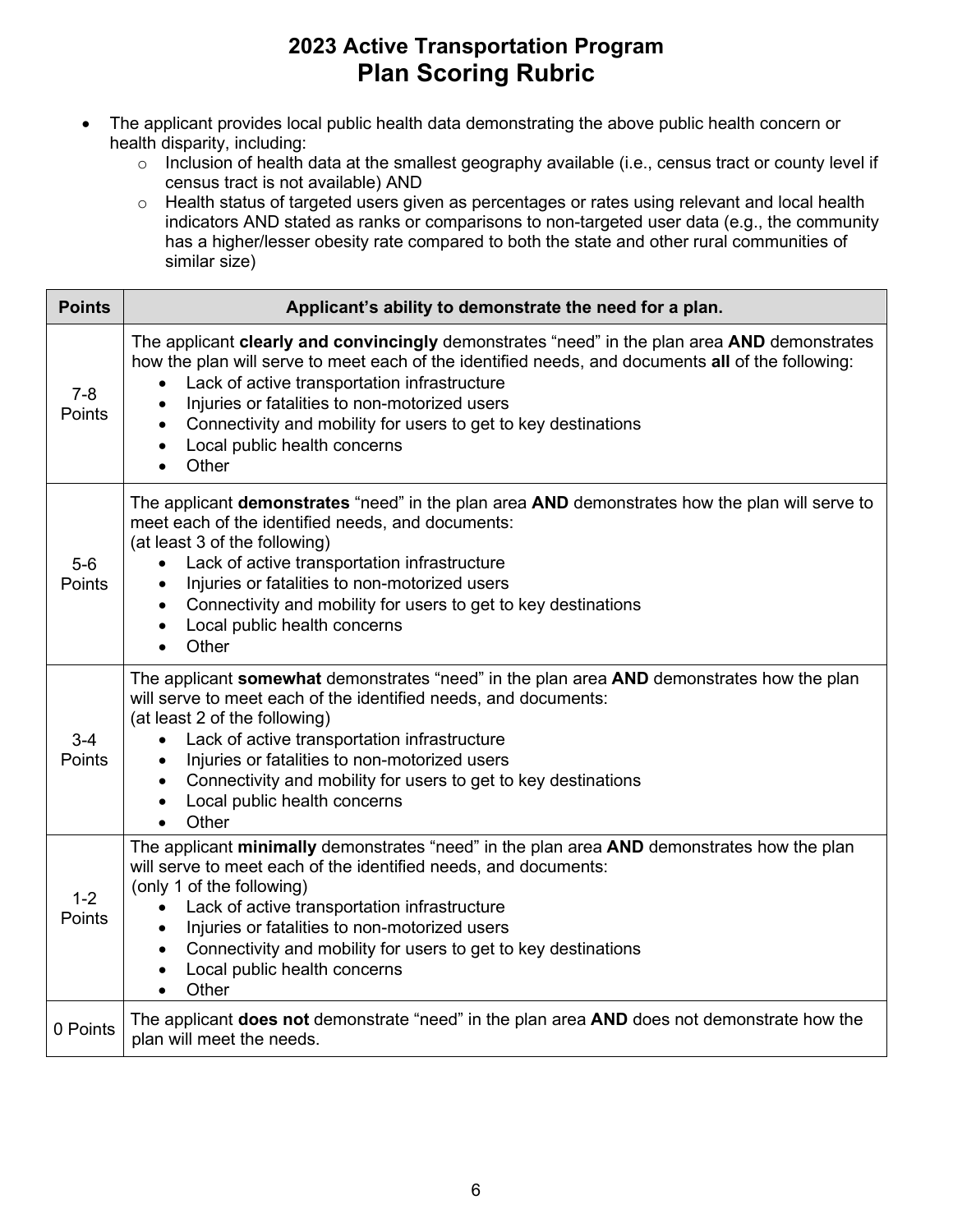# 2023 Active Transportation Program
# Plan Scoring Rubric

- The applicant provides local public health data demonstrating the above public health concern or health disparity, including:
  - Inclusion of health data at the smallest geography available (i.e., census tract or county level if census tract is not available) AND
  - Health status of targeted users given as percentages or rates using relevant and local health indicators AND stated as ranks or comparisons to non-targeted user data (e.g., the community has a higher/lesser obesity rate compared to both the state and other rural communities of similar size)

| Points | Applicant's ability to demonstrate the need for a plan. |
|---|---|
| 7-8 Points | The applicant **clearly and convincingly** demonstrates "need" in the plan area **AND** demonstrates how the plan will serve to meet each of the identified needs, and documents **all** of the following:<br>• Lack of active transportation infrastructure<br>• Injuries or fatalities to non-motorized users<br>• Connectivity and mobility for users to get to key destinations<br>• Local public health concerns<br>• Other |
| 5-6 Points | The applicant **demonstrates** "need" in the plan area **AND** demonstrates how the plan will serve to meet each of the identified needs, and documents:<br>(at least 3 of the following)<br>• Lack of active transportation infrastructure<br>• Injuries or fatalities to non-motorized users<br>• Connectivity and mobility for users to get to key destinations<br>• Local public health concerns<br>• Other |
| 3-4 Points | The applicant **somewhat** demonstrates "need" in the plan area **AND** demonstrates how the plan will serve to meet each of the identified needs, and documents:<br>(at least 2 of the following)<br>• Lack of active transportation infrastructure<br>• Injuries or fatalities to non-motorized users<br>• Connectivity and mobility for users to get to key destinations<br>• Local public health concerns<br>• Other |
| 1-2 Points | The applicant **minimally** demonstrates "need" in the plan area **AND** demonstrates how the plan will serve to meet each of the identified needs, and documents:<br>(only 1 of the following)<br>• Lack of active transportation infrastructure<br>• Injuries or fatalities to non-motorized users<br>• Connectivity and mobility for users to get to key destinations<br>• Local public health concerns<br>• Other |
| 0 Points | The applicant **does not** demonstrate "need" in the plan area **AND** does not demonstrate how the plan will meet the needs. |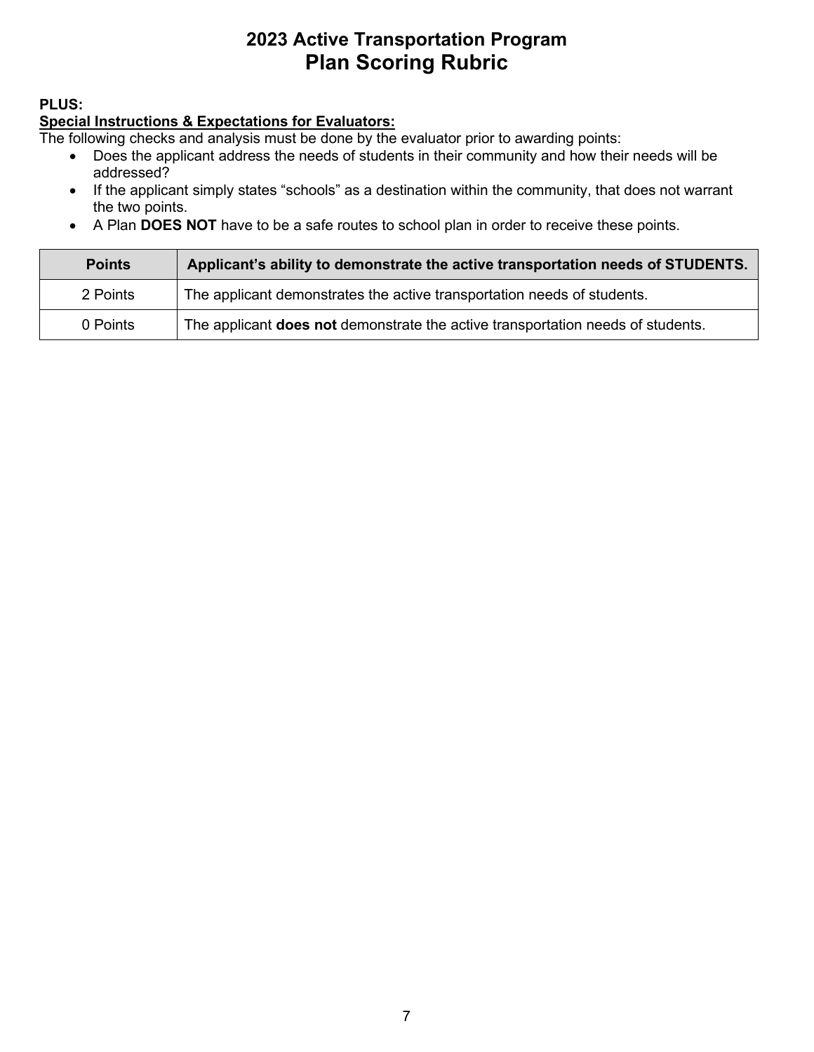# 2023 Active Transportation Program
## Plan Scoring Rubric

**PLUS:**

**Special Instructions & Expectations for Evaluators:**

The following checks and analysis must be done by the evaluator prior to awarding points:

- Does the applicant address the needs of students in their community and how their needs will be addressed?
- If the applicant simply states "schools" as a destination within the community, that does not warrant the two points.
- A Plan **DOES NOT** have to be a safe routes to school plan in order to receive these points.

| Points | Applicant's ability to demonstrate the active transportation needs of STUDENTS. |
| --- | --- |
| 2 Points | The applicant demonstrates the active transportation needs of students. |
| 0 Points | The applicant **does not** demonstrate the active transportation needs of students. |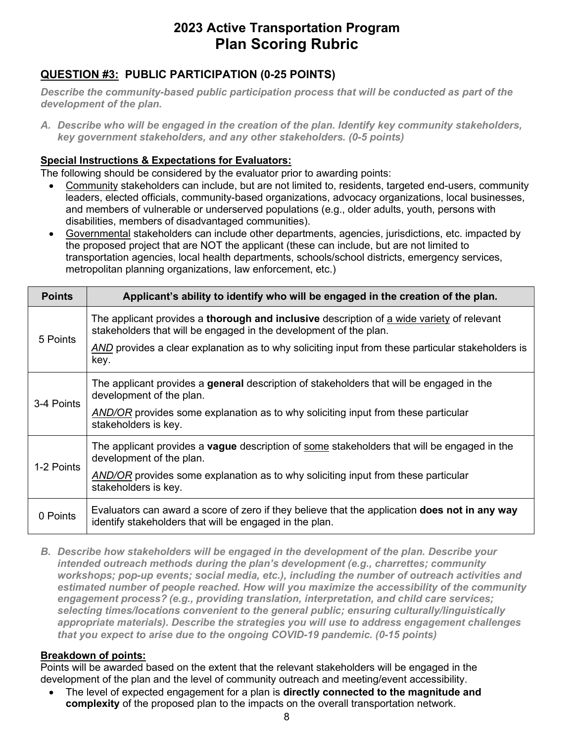# 2023 Active Transportation Program
# Plan Scoring Rubric

## QUESTION #3: PUBLIC PARTICIPATION (0-25 POINTS)

***Describe the community-based public participation process that will be conducted as part of the development of the plan.***

A. ***Describe who will be engaged in the creation of the plan. Identify key community stakeholders, key government stakeholders, and any other stakeholders. (0-5 points)***

**Special Instructions & Expectations for Evaluators:**

The following should be considered by the evaluator prior to awarding points:

- Community stakeholders can include, but are not limited to, residents, targeted end-users, community leaders, elected officials, community-based organizations, advocacy organizations, local businesses, and members of vulnerable or underserved populations (e.g., older adults, youth, persons with disabilities, members of disadvantaged communities).
- Governmental stakeholders can include other departments, agencies, jurisdictions, etc. impacted by the proposed project that are NOT the applicant (these can include, but are not limited to transportation agencies, local health departments, schools/school districts, emergency services, metropolitan planning organizations, law enforcement, etc.)

| Points | Applicant's ability to identify who will be engaged in the creation of the plan. |
|---|---|
| 5 Points | The applicant provides a **thorough and inclusive** description of a wide variety of relevant stakeholders that will be engaged in the development of the plan. *AND* provides a clear explanation as to why soliciting input from these particular stakeholders is key. |
| 3-4 Points | The applicant provides a **general** description of stakeholders that will be engaged in the development of the plan. *AND/OR* provides some explanation as to why soliciting input from these particular stakeholders is key. |
| 1-2 Points | The applicant provides a **vague** description of some stakeholders that will be engaged in the development of the plan. *AND/OR* provides some explanation as to why soliciting input from these particular stakeholders is key. |
| 0 Points | Evaluators can award a score of zero if they believe that the application **does not in any way** identify stakeholders that will be engaged in the plan. |

B. ***Describe how stakeholders will be engaged in the development of the plan. Describe your intended outreach methods during the plan's development (e.g., charrettes; community workshops; pop-up events; social media, etc.), including the number of outreach activities and estimated number of people reached. How will you maximize the accessibility of the community engagement process? (e.g., providing translation, interpretation, and child care services; selecting times/locations convenient to the general public; ensuring culturally/linguistically appropriate materials). Describe the strategies you will use to address engagement challenges that you expect to arise due to the ongoing COVID-19 pandemic. (0-15 points)***

**Breakdown of points:**

Points will be awarded based on the extent that the relevant stakeholders will be engaged in the development of the plan and the level of community outreach and meeting/event accessibility.

- The level of expected engagement for a plan is **directly connected to the magnitude and complexity** of the proposed plan to the impacts on the overall transportation network.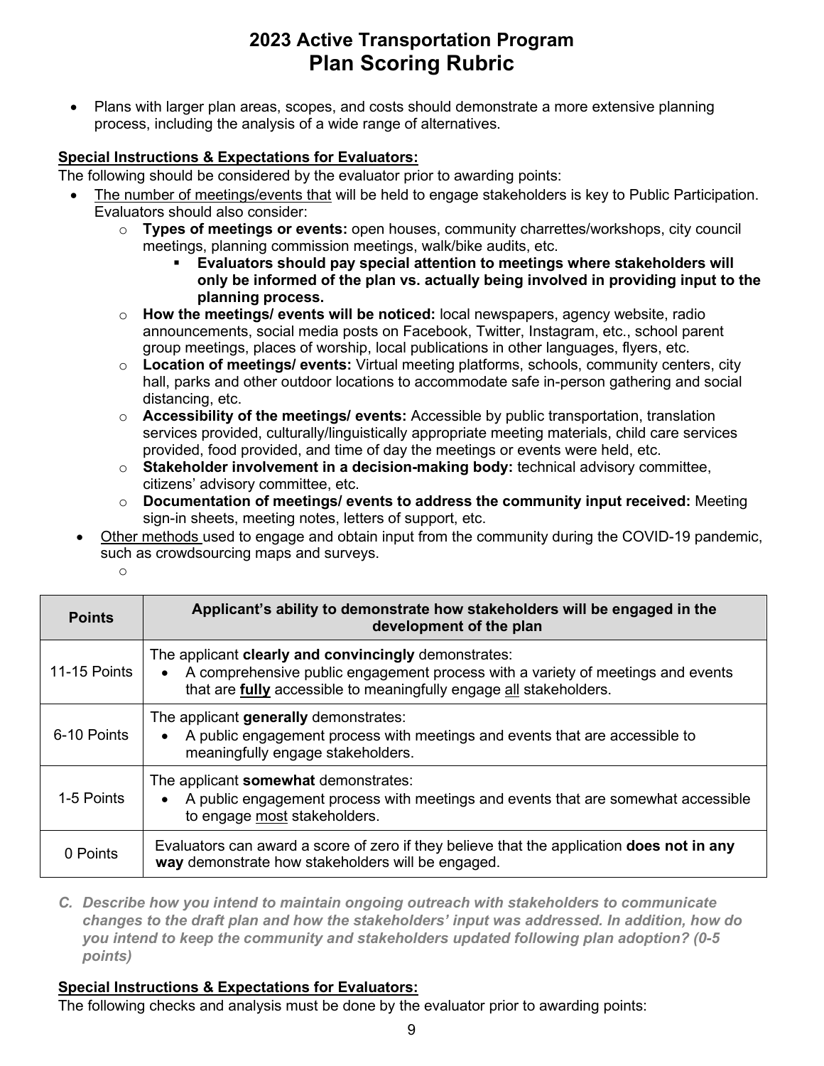# 2023 Active Transportation Program
## Plan Scoring Rubric

- Plans with larger plan areas, scopes, and costs should demonstrate a more extensive planning process, including the analysis of a wide range of alternatives.

**Special Instructions & Expectations for Evaluators:**

The following should be considered by the evaluator prior to awarding points:

- The number of meetings/events that will be held to engage stakeholders is key to Public Participation. Evaluators should also consider:
  - **Types of meetings or events:** open houses, community charrettes/workshops, city council meetings, planning commission meetings, walk/bike audits, etc.
    - **Evaluators should pay special attention to meetings where stakeholders will only be informed of the plan vs. actually being involved in providing input to the planning process.**
  - **How the meetings/ events will be noticed:** local newspapers, agency website, radio announcements, social media posts on Facebook, Twitter, Instagram, etc., school parent group meetings, places of worship, local publications in other languages, flyers, etc.
  - **Location of meetings/ events:** Virtual meeting platforms, schools, community centers, city hall, parks and other outdoor locations to accommodate safe in-person gathering and social distancing, etc.
  - **Accessibility of the meetings/ events:** Accessible by public transportation, translation services provided, culturally/linguistically appropriate meeting materials, child care services provided, food provided, and time of day the meetings or events were held, etc.
  - **Stakeholder involvement in a decision-making body:** technical advisory committee, citizens' advisory committee, etc.
  - **Documentation of meetings/ events to address the community input received:** Meeting sign-in sheets, meeting notes, letters of support, etc.
- Other methods used to engage and obtain input from the community during the COVID-19 pandemic, such as crowdsourcing maps and surveys.

| Points | Applicant's ability to demonstrate how stakeholders will be engaged in the development of the plan |
|---|---|
| 11-15 Points | The applicant **clearly and convincingly** demonstrates:<br>• A comprehensive public engagement process with a variety of meetings and events that are **fully** accessible to meaningfully engage all stakeholders. |
| 6-10 Points | The applicant **generally** demonstrates:<br>• A public engagement process with meetings and events that are accessible to meaningfully engage stakeholders. |
| 1-5 Points | The applicant **somewhat** demonstrates:<br>• A public engagement process with meetings and events that are somewhat accessible to engage most stakeholders. |
| 0 Points | Evaluators can award a score of zero if they believe that the application **does not in any way** demonstrate how stakeholders will be engaged. |

***C. Describe how you intend to maintain ongoing outreach with stakeholders to communicate changes to the draft plan and how the stakeholders' input was addressed. In addition, how do you intend to keep the community and stakeholders updated following plan adoption? (0-5 points)***

**Special Instructions & Expectations for Evaluators:**

The following checks and analysis must be done by the evaluator prior to awarding points: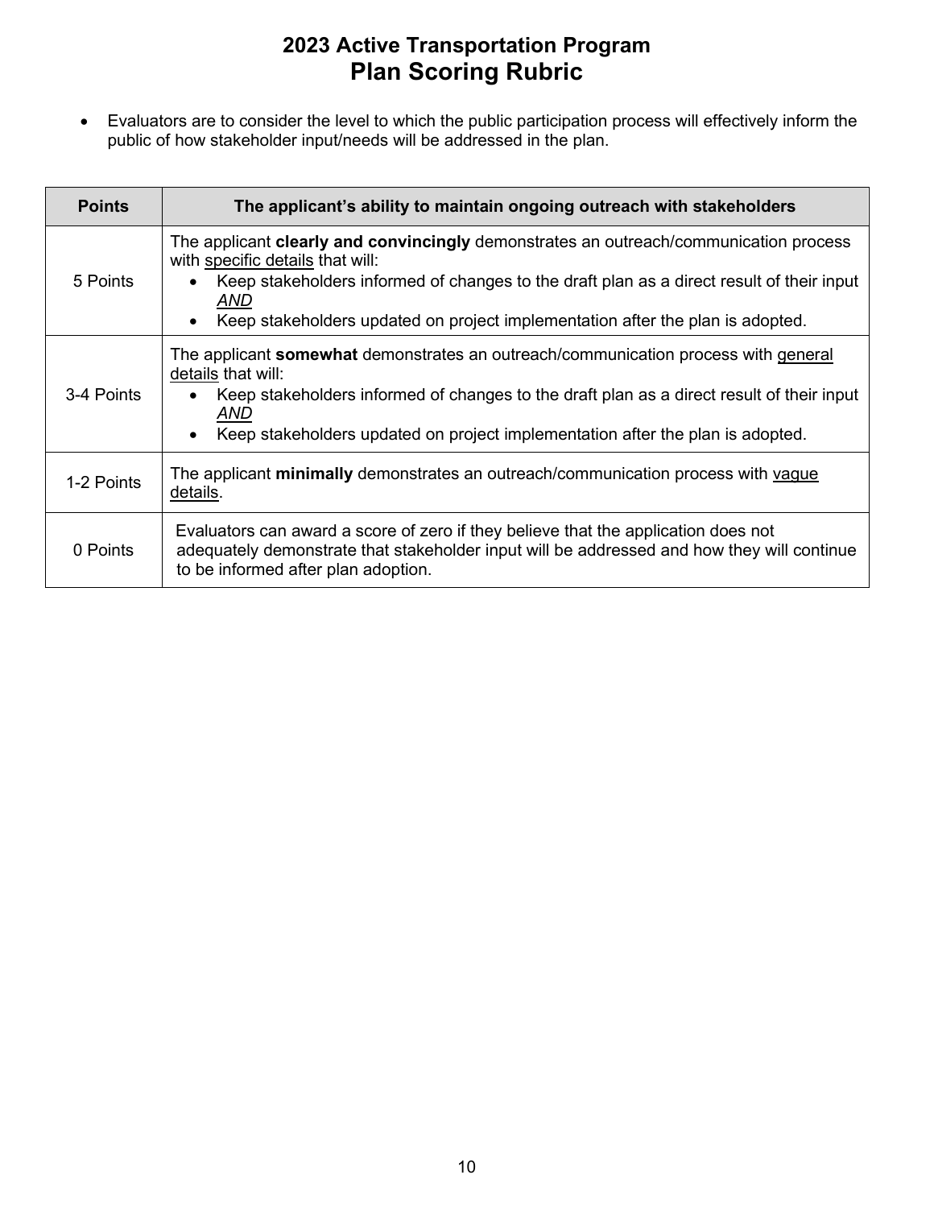# 2023 Active Transportation Program
## Plan Scoring Rubric

- Evaluators are to consider the level to which the public participation process will effectively inform the public of how stakeholder input/needs will be addressed in the plan.

| Points | The applicant's ability to maintain ongoing outreach with stakeholders |
|---|---|
| 5 Points | The applicant **clearly and convincingly** demonstrates an outreach/communication process with specific details that will: <br>• Keep stakeholders informed of changes to the draft plan as a direct result of their input *AND* <br>• Keep stakeholders updated on project implementation after the plan is adopted. |
| 3-4 Points | The applicant **somewhat** demonstrates an outreach/communication process with general details that will: <br>• Keep stakeholders informed of changes to the draft plan as a direct result of their input *AND* <br>• Keep stakeholders updated on project implementation after the plan is adopted. |
| 1-2 Points | The applicant **minimally** demonstrates an outreach/communication process with vague details. |
| 0 Points | Evaluators can award a score of zero if they believe that the application does not adequately demonstrate that stakeholder input will be addressed and how they will continue to be informed after plan adoption. |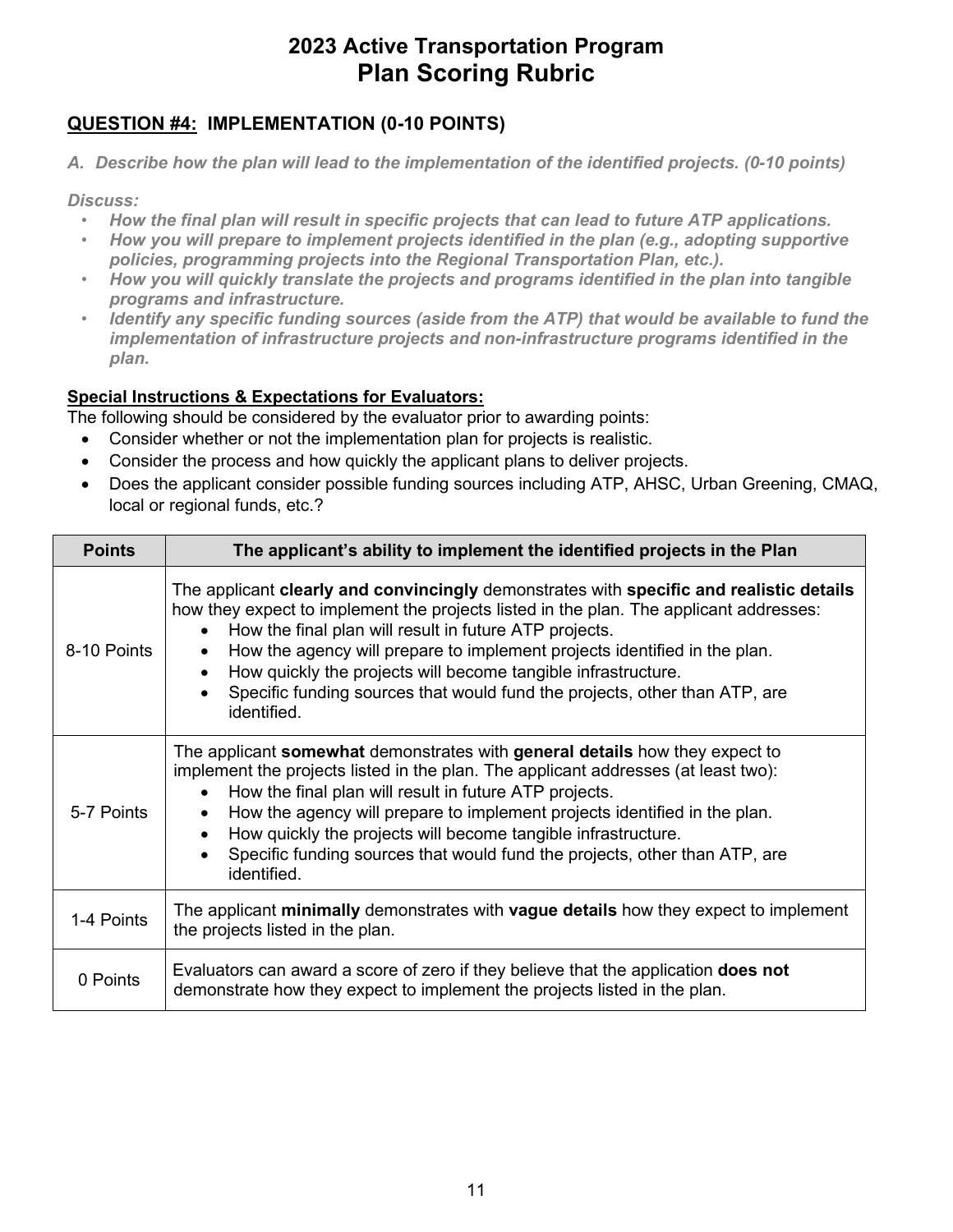# 2023 Active Transportation Program
# Plan Scoring Rubric

## QUESTION #4: IMPLEMENTATION (0-10 POINTS)

*A. Describe how the plan will lead to the implementation of the identified projects. (0-10 points)*

*Discuss:*

- *How the final plan will result in specific projects that can lead to future ATP applications.*
- *How you will prepare to implement projects identified in the plan (e.g., adopting supportive policies, programming projects into the Regional Transportation Plan, etc.).*
- *How you will quickly translate the projects and programs identified in the plan into tangible programs and infrastructure.*
- *Identify any specific funding sources (aside from the ATP) that would be available to fund the implementation of infrastructure projects and non-infrastructure programs identified in the plan.*

**Special Instructions & Expectations for Evaluators:**

The following should be considered by the evaluator prior to awarding points:

- Consider whether or not the implementation plan for projects is realistic.
- Consider the process and how quickly the applicant plans to deliver projects.
- Does the applicant consider possible funding sources including ATP, AHSC, Urban Greening, CMAQ, local or regional funds, etc.?

| Points | The applicant's ability to implement the identified projects in the Plan |
|---|---|
| 8-10 Points | The applicant **clearly and convincingly** demonstrates with **specific and realistic details** how they expect to implement the projects listed in the plan. The applicant addresses: <br>• How the final plan will result in future ATP projects. <br>• How the agency will prepare to implement projects identified in the plan. <br>• How quickly the projects will become tangible infrastructure. <br>• Specific funding sources that would fund the projects, other than ATP, are identified. |
| 5-7 Points | The applicant **somewhat** demonstrates with **general details** how they expect to implement the projects listed in the plan. The applicant addresses (at least two): <br>• How the final plan will result in future ATP projects. <br>• How the agency will prepare to implement projects identified in the plan. <br>• How quickly the projects will become tangible infrastructure. <br>• Specific funding sources that would fund the projects, other than ATP, are identified. |
| 1-4 Points | The applicant **minimally** demonstrates with **vague details** how they expect to implement the projects listed in the plan. |
| 0 Points | Evaluators can award a score of zero if they believe that the application **does not** demonstrate how they expect to implement the projects listed in the plan. |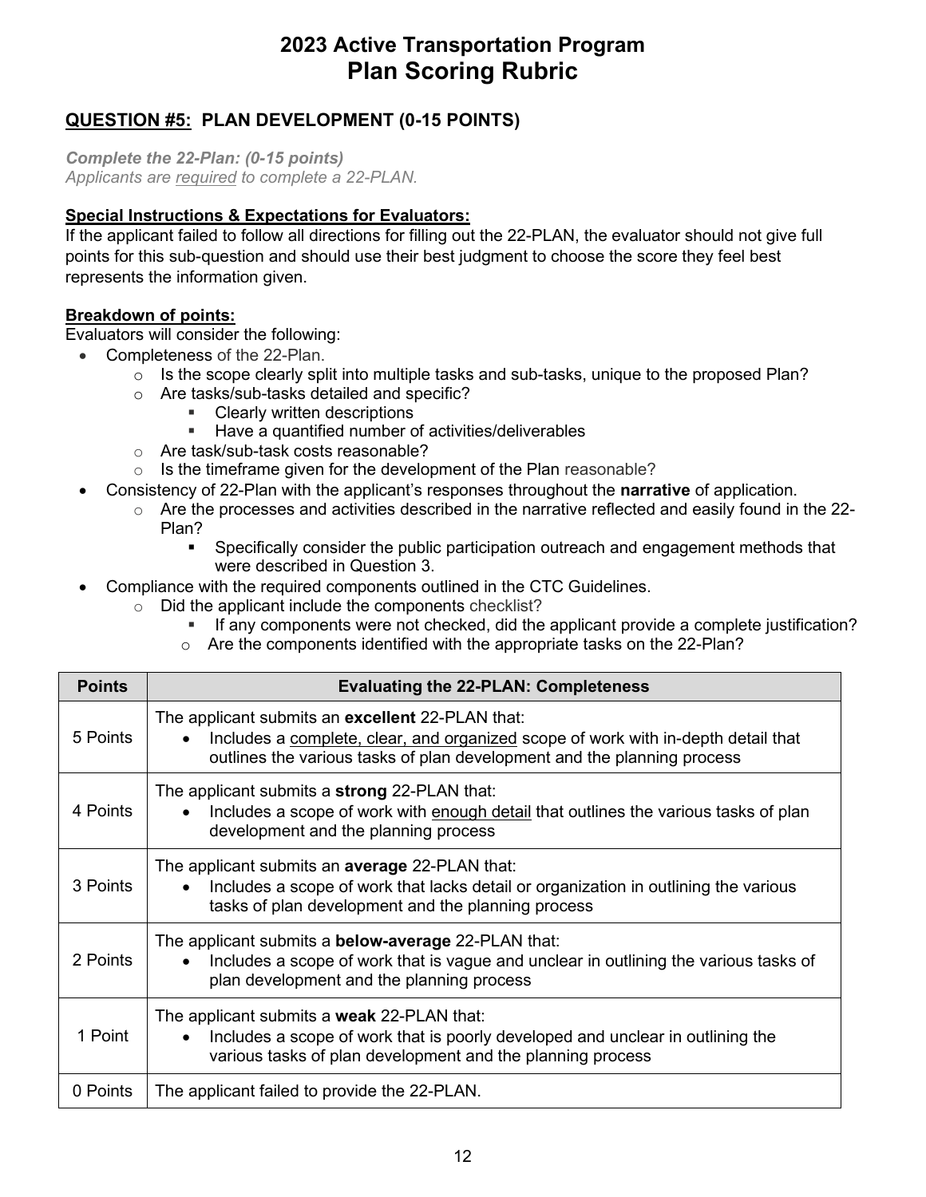# 2023 Active Transportation Program
# Plan Scoring Rubric

## QUESTION #5: PLAN DEVELOPMENT (0-15 POINTS)

***Complete the 22-Plan: (0-15 points)***
*Applicants are required to complete a 22-PLAN.*

**Special Instructions & Expectations for Evaluators:**
If the applicant failed to follow all directions for filling out the 22-PLAN, the evaluator should not give full points for this sub-question and should use their best judgment to choose the score they feel best represents the information given.

**Breakdown of points:**
Evaluators will consider the following:

- Completeness of the 22-Plan.
  - Is the scope clearly split into multiple tasks and sub-tasks, unique to the proposed Plan?
  - Are tasks/sub-tasks detailed and specific?
    - Clearly written descriptions
    - Have a quantified number of activities/deliverables
  - Are task/sub-task costs reasonable?
  - Is the timeframe given for the development of the Plan reasonable?
- Consistency of 22-Plan with the applicant's responses throughout the **narrative** of application.
  - Are the processes and activities described in the narrative reflected and easily found in the 22-Plan?
    - Specifically consider the public participation outreach and engagement methods that were described in Question 3.
- Compliance with the required components outlined in the CTC Guidelines.
  - Did the applicant include the components checklist?
    - If any components were not checked, did the applicant provide a complete justification?
  - Are the components identified with the appropriate tasks on the 22-Plan?

| Points | Evaluating the 22-PLAN: Completeness |
|---|---|
| 5 Points | The applicant submits an **excellent** 22-PLAN that:<br>• Includes a complete, clear, and organized scope of work with in-depth detail that outlines the various tasks of plan development and the planning process |
| 4 Points | The applicant submits a **strong** 22-PLAN that:<br>• Includes a scope of work with enough detail that outlines the various tasks of plan development and the planning process |
| 3 Points | The applicant submits an **average** 22-PLAN that:<br>• Includes a scope of work that lacks detail or organization in outlining the various tasks of plan development and the planning process |
| 2 Points | The applicant submits a **below-average** 22-PLAN that:<br>• Includes a scope of work that is vague and unclear in outlining the various tasks of plan development and the planning process |
| 1 Point | The applicant submits a **weak** 22-PLAN that:<br>• Includes a scope of work that is poorly developed and unclear in outlining the various tasks of plan development and the planning process |
| 0 Points | The applicant failed to provide the 22-PLAN. |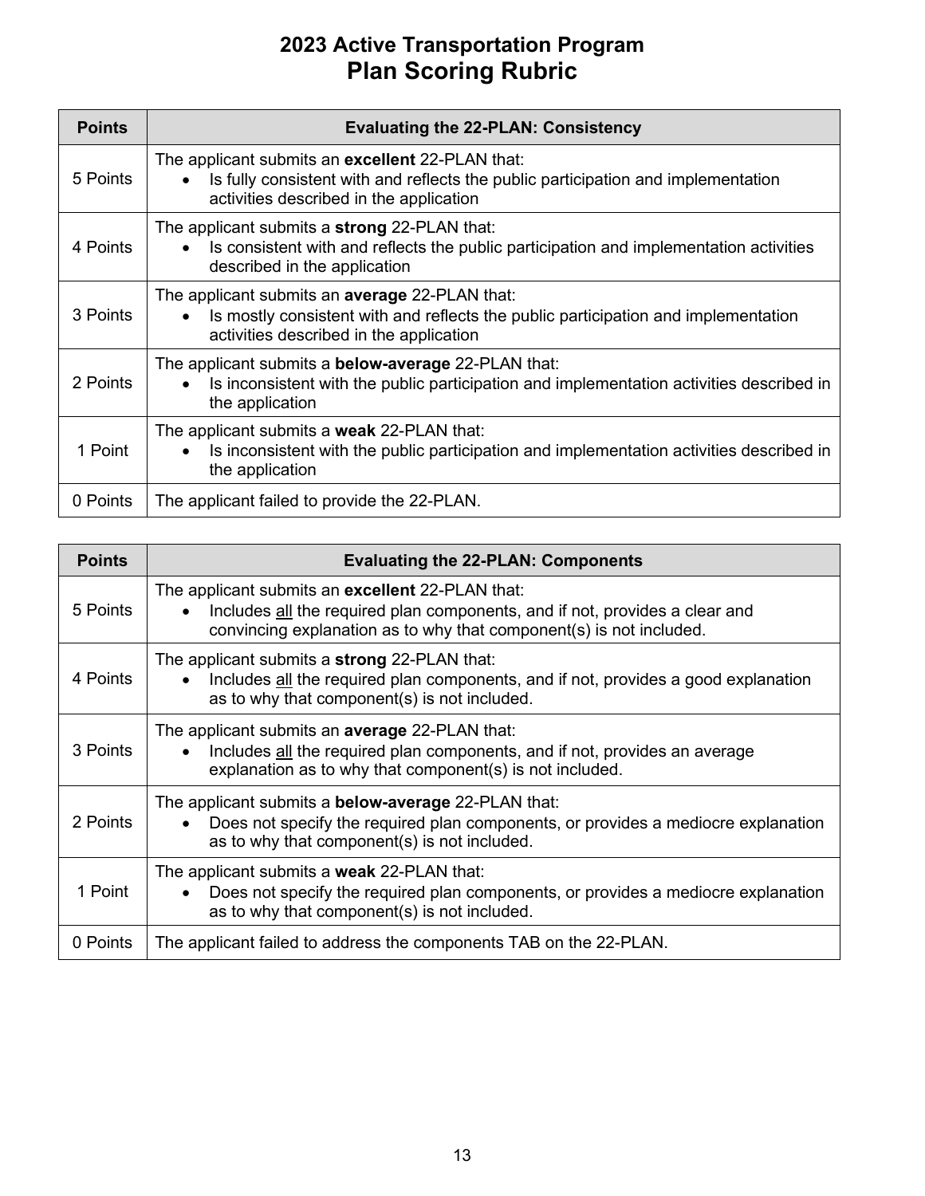# 2023 Active Transportation Program
## Plan Scoring Rubric

| Points | Evaluating the 22-PLAN: Consistency |
|---|---|
| 5 Points | The applicant submits an **excellent** 22-PLAN that:<br>• Is fully consistent with and reflects the public participation and implementation activities described in the application |
| 4 Points | The applicant submits a **strong** 22-PLAN that:<br>• Is consistent with and reflects the public participation and implementation activities described in the application |
| 3 Points | The applicant submits an **average** 22-PLAN that:<br>• Is mostly consistent with and reflects the public participation and implementation activities described in the application |
| 2 Points | The applicant submits a **below-average** 22-PLAN that:<br>• Is inconsistent with the public participation and implementation activities described in the application |
| 1 Point | The applicant submits a **weak** 22-PLAN that:<br>• Is inconsistent with the public participation and implementation activities described in the application |
| 0 Points | The applicant failed to provide the 22-PLAN. |

| Points | Evaluating the 22-PLAN: Components |
|---|---|
| 5 Points | The applicant submits an **excellent** 22-PLAN that:<br>• Includes <u>all</u> the required plan components, and if not, provides a clear and convincing explanation as to why that component(s) is not included. |
| 4 Points | The applicant submits a **strong** 22-PLAN that:<br>• Includes <u>all</u> the required plan components, and if not, provides a good explanation as to why that component(s) is not included. |
| 3 Points | The applicant submits an **average** 22-PLAN that:<br>• Includes <u>all</u> the required plan components, and if not, provides an average explanation as to why that component(s) is not included. |
| 2 Points | The applicant submits a **below-average** 22-PLAN that:<br>• Does not specify the required plan components, or provides a mediocre explanation as to why that component(s) is not included. |
| 1 Point | The applicant submits a **weak** 22-PLAN that:<br>• Does not specify the required plan components, or provides a mediocre explanation as to why that component(s) is not included. |
| 0 Points | The applicant failed to address the components TAB on the 22-PLAN. |